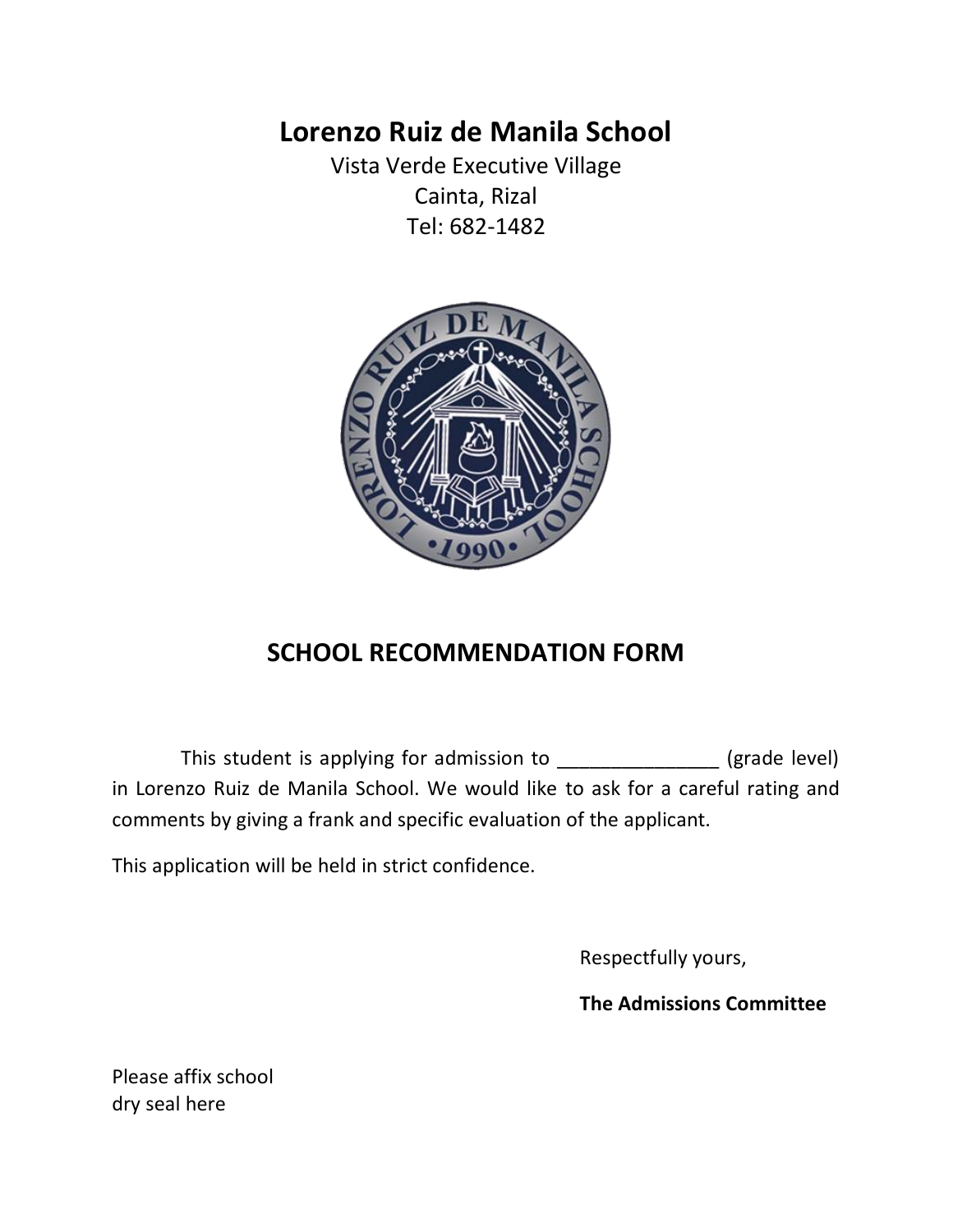# Lorenzo Ruiz de Manila School

Vista Verde Executive Village
Cainta, Rizal
Tel: 682-1482

## SCHOOL RECOMMENDATION FORM

This student is applying for admission to _______________ (grade level) in Lorenzo Ruiz de Manila School. We would like to ask for a careful rating and comments by giving a frank and specific evaluation of the applicant.

This application will be held in strict confidence.

Respectfully yours,

**The Admissions Committee**

Please affix school
dry seal here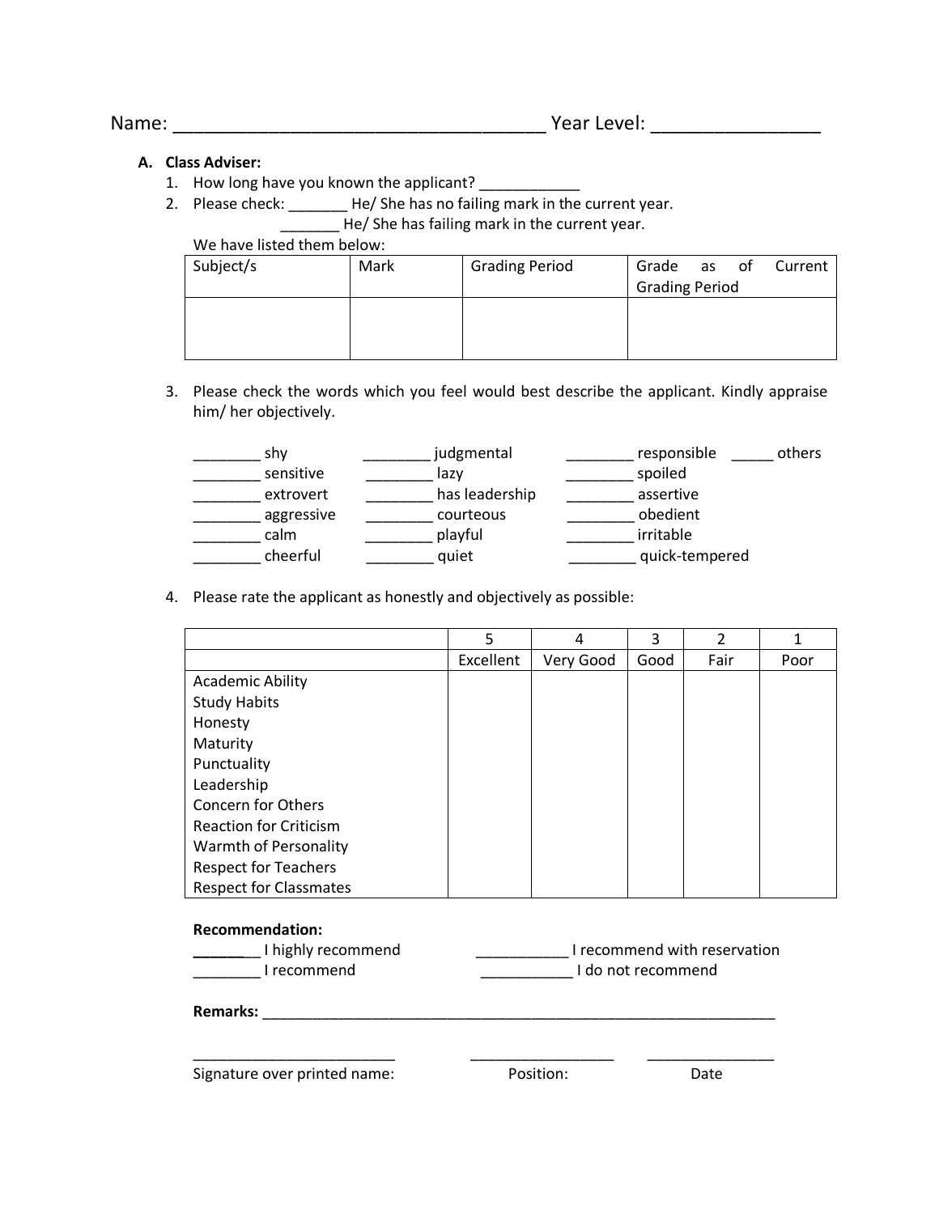Name: ____________________________________ Year Level: ________________

**A. Class Adviser:**

1. How long have you known the applicant? ____________
2. Please check: _______ He/ She has no failing mark in the current year.
   _______ He/ She has failing mark in the current year.
   We have listed them below:

| Subject/s | Mark | Grading Period | Grade as of Current Grading Period |
|---|---|---|---|
| | | | |

3. Please check the words which you feel would best describe the applicant. Kindly appraise him/ her objectively.

________ shy
________ sensitive
________ extrovert
________ aggressive
________ calm
________ cheerful
________ judgmental
________ lazy
________ has leadership
________ courteous
________ playful
________ quiet
________ responsible
________ spoiled
________ assertive
________ obedient
________ irritable
________ quick-tempered
_____ others

4. Please rate the applicant as honestly and objectively as possible:

| | 5 | 4 | 3 | 2 | 1 |
|---|---|---|---|---|---|
| | Excellent | Very Good | Good | Fair | Poor |
| Academic Ability | | | | | |
| Study Habits | | | | | |
| Honesty | | | | | |
| Maturity | | | | | |
| Punctuality | | | | | |
| Leadership | | | | | |
| Concern for Others | | | | | |
| Reaction for Criticism | | | | | |
| Warmth of Personality | | | | | |
| Respect for Teachers | | | | | |
| Respect for Classmates | | | | | |

**Recommendation:**

________ I highly recommend
________ I recommend
___________ I recommend with reservation
___________ I do not recommend

**Remarks:** _________________________________________________________________

_________________________ Signature over printed name:
_________________ Position:
_______________ Date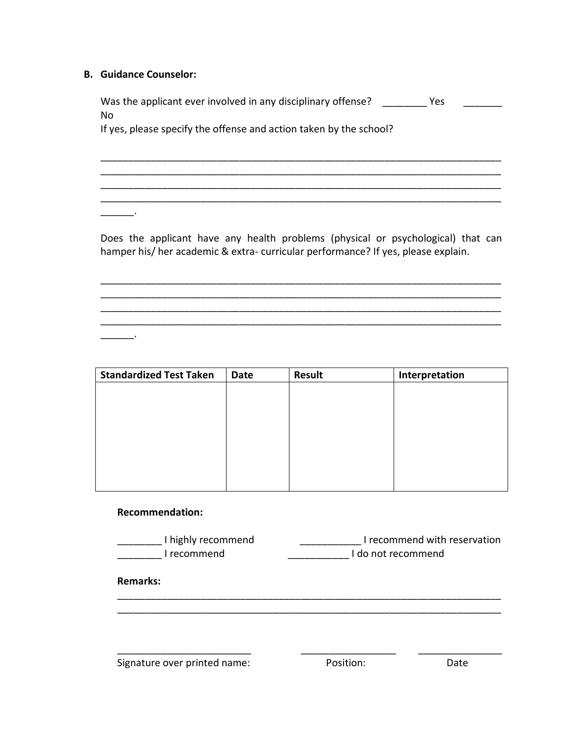**B. Guidance Counselor:**

Was the applicant ever involved in any disciplinary offense? ________ Yes _______ No

If yes, please specify the offense and action taken by the school?

___________________________________________________________________________
___________________________________________________________________________
___________________________________________________________________________
___________________________________________________________________________
______.

Does the applicant have any health problems (physical or psychological) that can hamper his/ her academic & extra- curricular performance? If yes, please explain.

___________________________________________________________________________
___________________________________________________________________________
___________________________________________________________________________
___________________________________________________________________________
______.

| Standardized Test Taken | Date | Result | Interpretation |
|---|---|---|---|
| | | | |

**Recommendation:**

________ I highly recommend
________ I recommend
___________ I recommend with reservation
___________ I do not recommend

**Remarks:**

___________________________________________________________________________
___________________________________________________________________________

_________________________ Signature over printed name:

__________________ Position:

________________ Date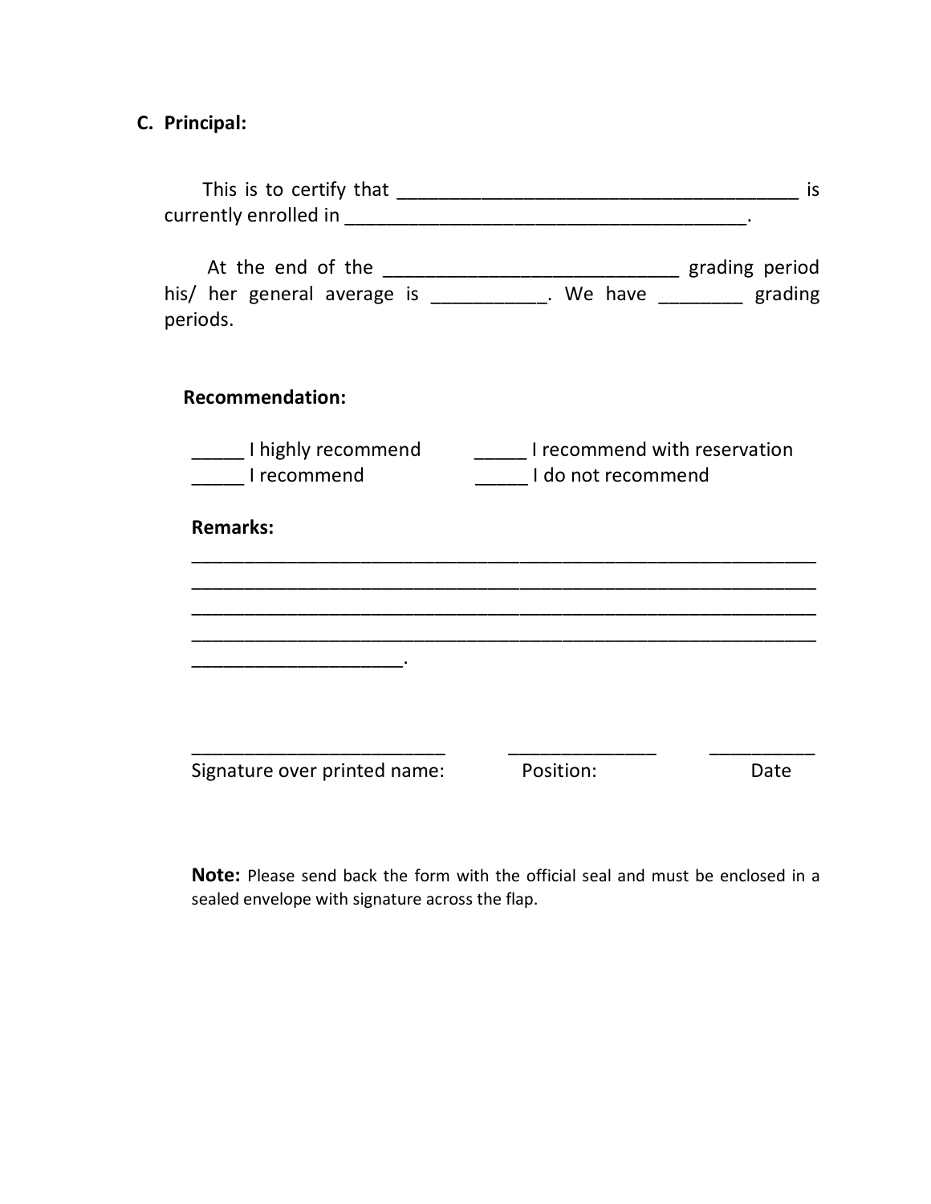## C. Principal:

This is to certify that ________________________________________ is currently enrolled in ________________________________________.

At the end of the ____________________________ grading period his/ her general average is ___________. We have ________ grading periods.

**Recommendation:**

_____ I highly recommend
_____ I recommend
_____ I recommend with reservation
_____ I do not recommend

**Remarks:**

_______________________________________________________________
_______________________________________________________________
_______________________________________________________________
_______________________________________________________________
_____________________.

_________________________  _______________  __________
Signature over printed name:  Position:  Date

**Note:** Please send back the form with the official seal and must be enclosed in a sealed envelope with signature across the flap.